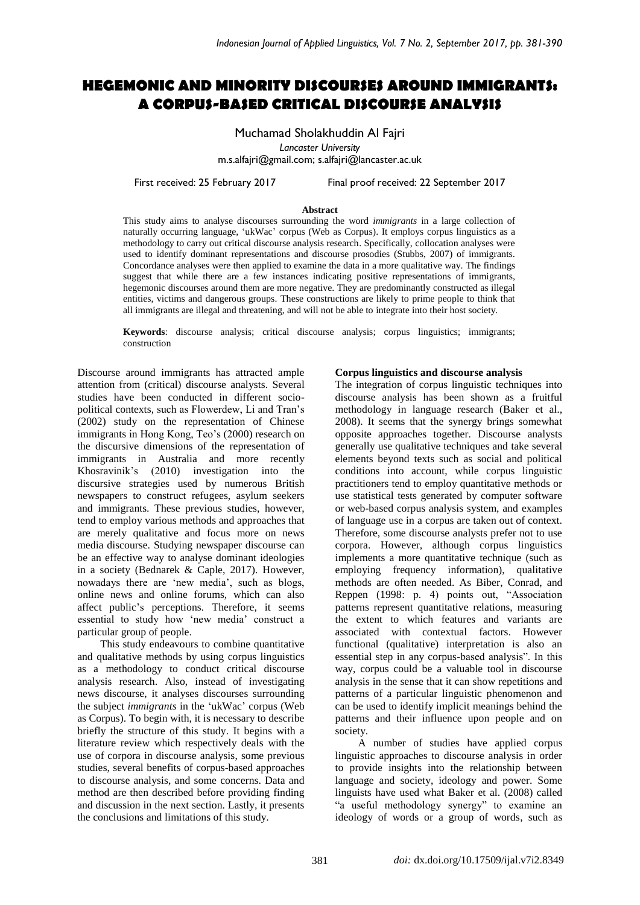# HEGEMONIC AND MINORITY DISCOURSES AROUND IMMIGRANTS: A CORPUS-BASED CRITICAL DISCOURSE ANALYSIS

Muchamad Sholakhuddin Al Fajri

*Lancaster University*

m.s.alfajri@gmail.com; s.alfajri@lancaster.ac.uk

First received: 25 February 2017 Final proof received: 22 September 2017

**Abstract**

This study aims to analyse discourses surrounding the word *immigrants* in a large collection of naturally occurring language, 'ukWac' corpus (Web as Corpus). It employs corpus linguistics as a methodology to carry out critical discourse analysis research. Specifically, collocation analyses were used to identify dominant representations and discourse prosodies (Stubbs, 2007) of immigrants. Concordance analyses were then applied to examine the data in a more qualitative way. The findings suggest that while there are a few instances indicating positive representations of immigrants, hegemonic discourses around them are more negative. They are predominantly constructed as illegal entities, victims and dangerous groups. These constructions are likely to prime people to think that all immigrants are illegal and threatening, and will not be able to integrate into their host society.

**Keywords**: discourse analysis; critical discourse analysis; corpus linguistics; immigrants; construction

Discourse around immigrants has attracted ample attention from (critical) discourse analysts. Several studies have been conducted in different socio-political contexts, such as Flowerdew, Li and Tran's (2002) study on the representation of Chinese immigrants in Hong Kong, Teo's (2000) research on the discursive dimensions of the representation of immigrants in Australia and more recently Khosravinik's (2010) investigation into the discursive strategies used by numerous British newspapers to construct refugees, asylum seekers and immigrants. These previous studies, however, tend to employ various methods and approaches that are merely qualitative and focus more on news media discourse. Studying newspaper discourse can be an effective way to analyse dominant ideologies in a society (Bednarek & Caple, 2017). However, nowadays there are 'new media', such as blogs, online news and online forums, which can also affect public's perceptions. Therefore, it seems essential to study how 'new media' construct a particular group of people.

This study endeavours to combine quantitative and qualitative methods by using corpus linguistics as a methodology to conduct critical discourse analysis research. Also, instead of investigating news discourse, it analyses discourses surrounding the subject *immigrants* in the 'ukWac' corpus (Web as Corpus). To begin with, it is necessary to describe briefly the structure of this study. It begins with a literature review which respectively deals with the use of corpora in discourse analysis, some previous studies, several benefits of corpus-based approaches to discourse analysis, and some concerns. Data and method are then described before providing finding and discussion in the next section. Lastly, it presents the conclusions and limitations of this study.

**Corpus linguistics and discourse analysis**

The integration of corpus linguistic techniques into discourse analysis has been shown as a fruitful methodology in language research (Baker et al., 2008). It seems that the synergy brings somewhat opposite approaches together. Discourse analysts generally use qualitative techniques and take several elements beyond texts such as social and political conditions into account, while corpus linguistic practitioners tend to employ quantitative methods or use statistical tests generated by computer software or web-based corpus analysis system, and examples of language use in a corpus are taken out of context. Therefore, some discourse analysts prefer not to use corpora. However, although corpus linguistics implements a more quantitative technique (such as employing frequency information), qualitative methods are often needed. As Biber, Conrad, and Reppen (1998: p. 4) points out, "Association patterns represent quantitative relations, measuring the extent to which features and variants are associated with contextual factors. However functional (qualitative) interpretation is also an essential step in any corpus-based analysis". In this way, corpus could be a valuable tool in discourse analysis in the sense that it can show repetitions and patterns of a particular linguistic phenomenon and can be used to identify implicit meanings behind the patterns and their influence upon people and on society.

A number of studies have applied corpus linguistic approaches to discourse analysis in order to provide insights into the relationship between language and society, ideology and power. Some linguists have used what Baker et al. (2008) called "a useful methodology synergy" to examine an ideology of words or a group of words, such as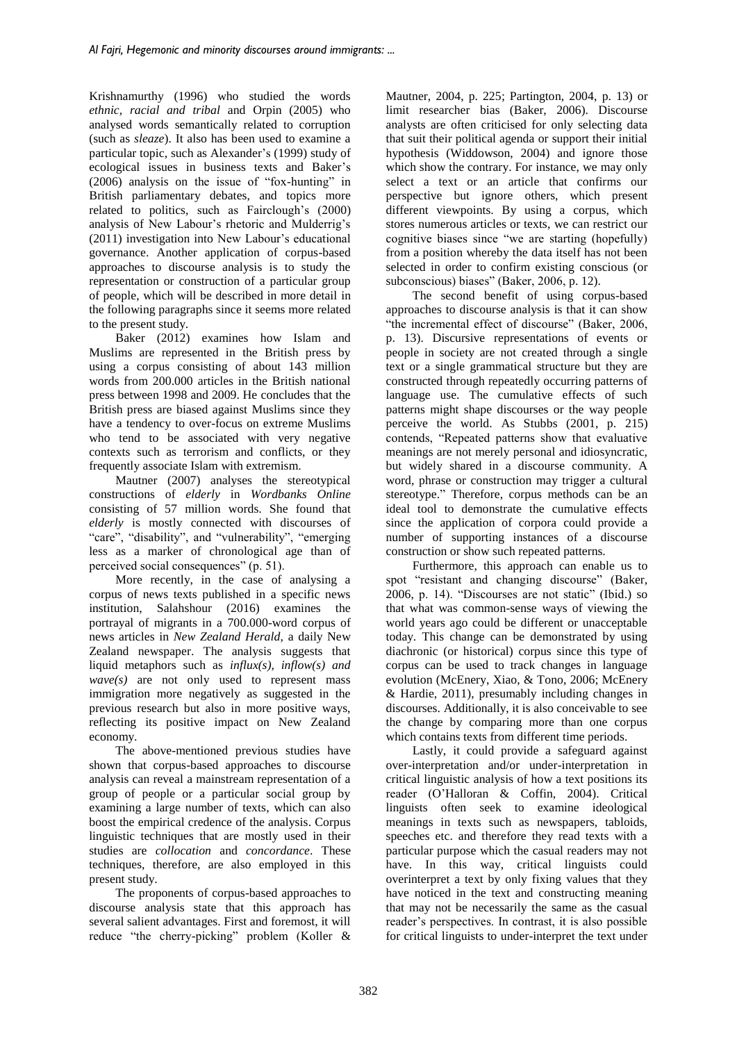Krishnamurthy (1996) who studied the words *ethnic, racial and tribal* and Orpin (2005) who analysed words semantically related to corruption (such as *sleaze*). It also has been used to examine a particular topic, such as Alexander's (1999) study of ecological issues in business texts and Baker's (2006) analysis on the issue of "fox-hunting" in British parliamentary debates, and topics more related to politics, such as Fairclough's (2000) analysis of New Labour's rhetoric and Mulderrig's (2011) investigation into New Labour's educational governance. Another application of corpus-based approaches to discourse analysis is to study the representation or construction of a particular group of people, which will be described in more detail in the following paragraphs since it seems more related to the present study.

Baker (2012) examines how Islam and Muslims are represented in the British press by using a corpus consisting of about 143 million words from 200.000 articles in the British national press between 1998 and 2009. He concludes that the British press are biased against Muslims since they have a tendency to over-focus on extreme Muslims who tend to be associated with very negative contexts such as terrorism and conflicts, or they frequently associate Islam with extremism.

Mautner (2007) analyses the stereotypical constructions of *elderly* in *Wordbanks Online* consisting of 57 million words. She found that *elderly* is mostly connected with discourses of "care", "disability", and "vulnerability", "emerging less as a marker of chronological age than of perceived social consequences" (p. 51).

More recently, in the case of analysing a corpus of news texts published in a specific news institution, Salahshour (2016) examines the portrayal of migrants in a 700.000-word corpus of news articles in *New Zealand Herald*, a daily New Zealand newspaper. The analysis suggests that liquid metaphors such as *influx(s), inflow(s) and wave(s)* are not only used to represent mass immigration more negatively as suggested in the previous research but also in more positive ways, reflecting its positive impact on New Zealand economy.

The above-mentioned previous studies have shown that corpus-based approaches to discourse analysis can reveal a mainstream representation of a group of people or a particular social group by examining a large number of texts, which can also boost the empirical credence of the analysis. Corpus linguistic techniques that are mostly used in their studies are *collocation* and *concordance*. These techniques, therefore, are also employed in this present study.

The proponents of corpus-based approaches to discourse analysis state that this approach has several salient advantages. First and foremost, it will reduce "the cherry-picking" problem (Koller & Mautner, 2004, p. 225; Partington, 2004, p. 13) or limit researcher bias (Baker, 2006). Discourse analysts are often criticised for only selecting data that suit their political agenda or support their initial hypothesis (Widdowson, 2004) and ignore those which show the contrary. For instance, we may only select a text or an article that confirms our perspective but ignore others, which present different viewpoints. By using a corpus, which stores numerous articles or texts, we can restrict our cognitive biases since "we are starting (hopefully) from a position whereby the data itself has not been selected in order to confirm existing conscious (or subconscious) biases" (Baker, 2006, p. 12).

The second benefit of using corpus-based approaches to discourse analysis is that it can show "the incremental effect of discourse" (Baker, 2006, p. 13). Discursive representations of events or people in society are not created through a single text or a single grammatical structure but they are constructed through repeatedly occurring patterns of language use. The cumulative effects of such patterns might shape discourses or the way people perceive the world. As Stubbs (2001, p. 215) contends, "Repeated patterns show that evaluative meanings are not merely personal and idiosyncratic, but widely shared in a discourse community. A word, phrase or construction may trigger a cultural stereotype." Therefore, corpus methods can be an ideal tool to demonstrate the cumulative effects since the application of corpora could provide a number of supporting instances of a discourse construction or show such repeated patterns.

Furthermore, this approach can enable us to spot "resistant and changing discourse" (Baker, 2006, p. 14). "Discourses are not static" (Ibid.) so that what was common-sense ways of viewing the world years ago could be different or unacceptable today. This change can be demonstrated by using diachronic (or historical) corpus since this type of corpus can be used to track changes in language evolution (McEnery, Xiao, & Tono, 2006; McEnery & Hardie, 2011), presumably including changes in discourses. Additionally, it is also conceivable to see the change by comparing more than one corpus which contains texts from different time periods.

Lastly, it could provide a safeguard against over-interpretation and/or under-interpretation in critical linguistic analysis of how a text positions its reader (O'Halloran & Coffin, 2004). Critical linguists often seek to examine ideological meanings in texts such as newspapers, tabloids, speeches etc. and therefore they read texts with a particular purpose which the casual readers may not have. In this way, critical linguists could overinterpret a text by only fixing values that they have noticed in the text and constructing meaning that may not be necessarily the same as the casual reader's perspectives. In contrast, it is also possible for critical linguists to under-interpret the text under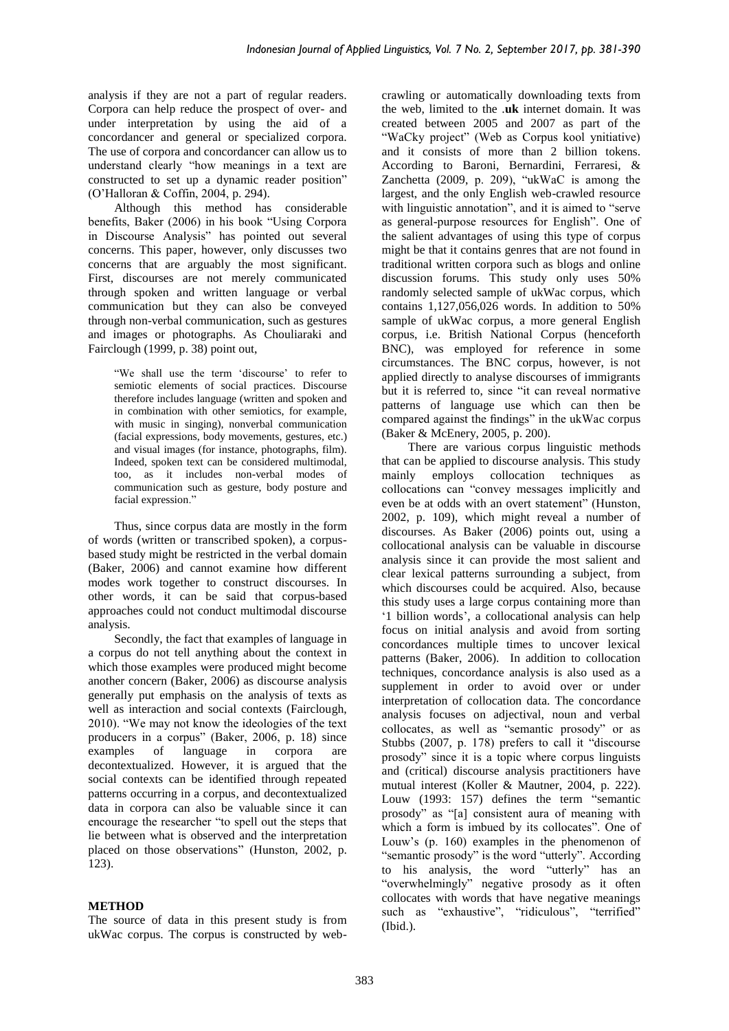analysis if they are not a part of regular readers. Corpora can help reduce the prospect of over- and under interpretation by using the aid of a concordancer and general or specialized corpora. The use of corpora and concordancer can allow us to understand clearly "how meanings in a text are constructed to set up a dynamic reader position" (O'Halloran & Coffin, 2004, p. 294).

Although this method has considerable benefits, Baker (2006) in his book "Using Corpora in Discourse Analysis" has pointed out several concerns. This paper, however, only discusses two concerns that are arguably the most significant. First, discourses are not merely communicated through spoken and written language or verbal communication but they can also be conveyed through non-verbal communication, such as gestures and images or photographs. As Chouliaraki and Fairclough (1999, p. 38) point out,

> "We shall use the term 'discourse' to refer to semiotic elements of social practices. Discourse therefore includes language (written and spoken and in combination with other semiotics, for example, with music in singing), nonverbal communication (facial expressions, body movements, gestures, etc.) and visual images (for instance, photographs, film). Indeed, spoken text can be considered multimodal, too, as it includes non-verbal modes of communication such as gesture, body posture and facial expression."

Thus, since corpus data are mostly in the form of words (written or transcribed spoken), a corpus-based study might be restricted in the verbal domain (Baker, 2006) and cannot examine how different modes work together to construct discourses. In other words, it can be said that corpus-based approaches could not conduct multimodal discourse analysis.

Secondly, the fact that examples of language in a corpus do not tell anything about the context in which those examples were produced might become another concern (Baker, 2006) as discourse analysis generally put emphasis on the analysis of texts as well as interaction and social contexts (Fairclough, 2010). "We may not know the ideologies of the text producers in a corpus" (Baker, 2006, p. 18) since examples of language in corpora are decontextualized. However, it is argued that the social contexts can be identified through repeated patterns occurring in a corpus, and decontextualized data in corpora can also be valuable since it can encourage the researcher "to spell out the steps that lie between what is observed and the interpretation placed on those observations" (Hunston, 2002, p. 123).

## METHOD

The source of data in this present study is from ukWac corpus. The corpus is constructed by web-crawling or automatically downloading texts from the web, limited to the .**uk** internet domain. It was created between 2005 and 2007 as part of the "WaCky project" (Web as Corpus kool ynitiative) and it consists of more than 2 billion tokens. According to Baroni, Bernardini, Ferraresi, & Zanchetta (2009, p. 209), "ukWaC is among the largest, and the only English web-crawled resource with linguistic annotation", and it is aimed to "serve as general-purpose resources for English". One of the salient advantages of using this type of corpus might be that it contains genres that are not found in traditional written corpora such as blogs and online discussion forums. This study only uses 50% randomly selected sample of ukWac corpus, which contains 1,127,056,026 words. In addition to 50% sample of ukWac corpus, a more general English corpus, i.e. British National Corpus (henceforth BNC), was employed for reference in some circumstances. The BNC corpus, however, is not applied directly to analyse discourses of immigrants but it is referred to, since "it can reveal normative patterns of language use which can then be compared against the findings" in the ukWac corpus (Baker & McEnery, 2005, p. 200).

There are various corpus linguistic methods that can be applied to discourse analysis. This study mainly employs collocation techniques as collocations can "convey messages implicitly and even be at odds with an overt statement" (Hunston, 2002, p. 109), which might reveal a number of discourses. As Baker (2006) points out, using a collocational analysis can be valuable in discourse analysis since it can provide the most salient and clear lexical patterns surrounding a subject, from which discourses could be acquired. Also, because this study uses a large corpus containing more than '1 billion words', a collocational analysis can help focus on initial analysis and avoid from sorting concordances multiple times to uncover lexical patterns (Baker, 2006). In addition to collocation techniques, concordance analysis is also used as a supplement in order to avoid over or under interpretation of collocation data. The concordance analysis focuses on adjectival, noun and verbal collocates, as well as "semantic prosody" or as Stubbs (2007, p. 178) prefers to call it "discourse prosody" since it is a topic where corpus linguists and (critical) discourse analysis practitioners have mutual interest (Koller & Mautner, 2004, p. 222). Louw (1993: 157) defines the term "semantic prosody" as "[a] consistent aura of meaning with which a form is imbued by its collocates". One of Louw's (p. 160) examples in the phenomenon of "semantic prosody" is the word "utterly". According to his analysis, the word "utterly" has an "overwhelmingly" negative prosody as it often collocates with words that have negative meanings such as "exhaustive", "ridiculous", "terrified" (Ibid.).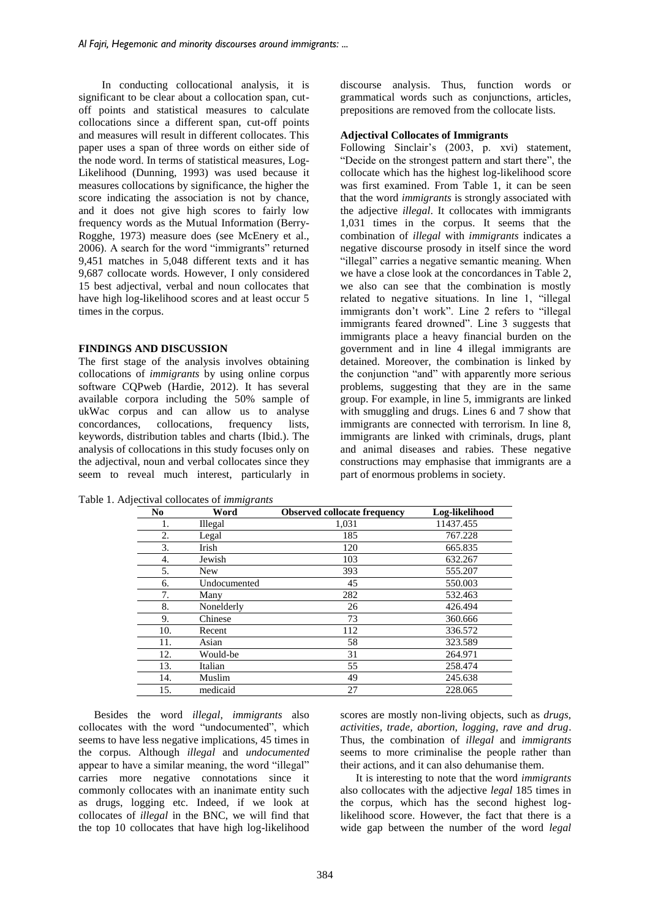In conducting collocational analysis, it is significant to be clear about a collocation span, cut-off points and statistical measures to calculate collocations since a different span, cut-off points and measures will result in different collocates. This paper uses a span of three words on either side of the node word. In terms of statistical measures, Log-Likelihood (Dunning, 1993) was used because it measures collocations by significance, the higher the score indicating the association is not by chance, and it does not give high scores to fairly low frequency words as the Mutual Information (Berry-Rogghe, 1973) measure does (see McEnery et al., 2006). A search for the word "immigrants" returned 9,451 matches in 5,048 different texts and it has 9,687 collocate words. However, I only considered 15 best adjectival, verbal and noun collocates that have high log-likelihood scores and at least occur 5 times in the corpus.

## FINDINGS AND DISCUSSION

The first stage of the analysis involves obtaining collocations of *immigrants* by using online corpus software CQPweb (Hardie, 2012). It has several available corpora including the 50% sample of ukWac corpus and can allow us to analyse concordances, collocations, frequency lists, keywords, distribution tables and charts (Ibid.). The analysis of collocations in this study focuses only on the adjectival, noun and verbal collocates since they seem to reveal much interest, particularly in discourse analysis. Thus, function words or grammatical words such as conjunctions, articles, prepositions are removed from the collocate lists.

### Adjectival Collocates of Immigrants

Following Sinclair's (2003, p. xvi) statement, "Decide on the strongest pattern and start there", the collocate which has the highest log-likelihood score was first examined. From Table 1, it can be seen that the word *immigrants* is strongly associated with the adjective *illegal*. It collocates with immigrants 1,031 times in the corpus. It seems that the combination of *illegal* with *immigrants* indicates a negative discourse prosody in itself since the word "illegal" carries a negative semantic meaning. When we have a close look at the concordances in Table 2, we also can see that the combination is mostly related to negative situations. In line 1, "illegal immigrants don't work". Line 2 refers to "illegal immigrants feared drowned". Line 3 suggests that immigrants place a heavy financial burden on the government and in line 4 illegal immigrants are detained. Moreover, the combination is linked by the conjunction "and" with apparently more serious problems, suggesting that they are in the same group. For example, in line 5, immigrants are linked with smuggling and drugs. Lines 6 and 7 show that immigrants are connected with terrorism. In line 8, immigrants are linked with criminals, drugs, plant and animal diseases and rabies. These negative constructions may emphasise that immigrants are a part of enormous problems in society.

Table 1. Adjectival collocates of *immigrants*

| No | Word | Observed collocate frequency | Log-likelihood |
|---|---|---|---|
| 1. | Illegal | 1,031 | 11437.455 |
| 2. | Legal | 185 | 767.228 |
| 3. | Irish | 120 | 665.835 |
| 4. | Jewish | 103 | 632.267 |
| 5. | New | 393 | 555.207 |
| 6. | Undocumented | 45 | 550.003 |
| 7. | Many | 282 | 532.463 |
| 8. | Nonelderly | 26 | 426.494 |
| 9. | Chinese | 73 | 360.666 |
| 10. | Recent | 112 | 336.572 |
| 11. | Asian | 58 | 323.589 |
| 12. | Would-be | 31 | 264.971 |
| 13. | Italian | 55 | 258.474 |
| 14. | Muslim | 49 | 245.638 |
| 15. | medicaid | 27 | 228.065 |

Besides the word *illegal, immigrants* also collocates with the word "undocumented", which seems to have less negative implications, 45 times in the corpus. Although *illegal* and *undocumented* appear to have a similar meaning, the word "illegal" carries more negative connotations since it commonly collocates with an inanimate entity such as drugs, logging etc. Indeed, if we look at collocates of *illegal* in the BNC, we will find that the top 10 collocates that have high log-likelihood scores are mostly non-living objects, such as *drugs, activities, trade, abortion, logging, rave and drug*. Thus, the combination of *illegal* and *immigrants* seems to more criminalise the people rather than their actions, and it can also dehumanise them.

It is interesting to note that the word *immigrants* also collocates with the adjective *legal* 185 times in the corpus, which has the second highest log-likelihood score. However, the fact that there is a wide gap between the number of the word *legal*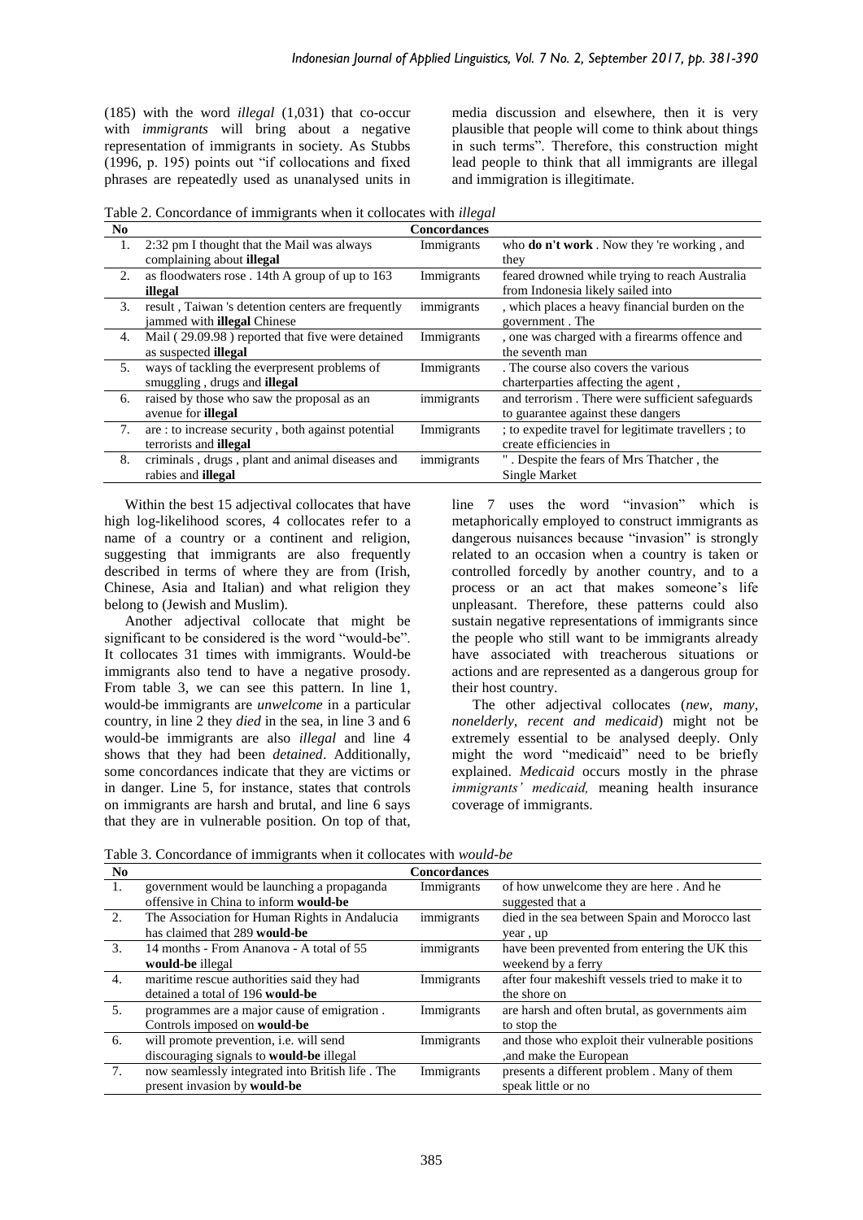(185) with the word *illegal* (1,031) that co-occur with *immigrants* will bring about a negative representation of immigrants in society. As Stubbs (1996, p. 195) points out "if collocations and fixed phrases are repeatedly used as unanalysed units in media discussion and elsewhere, then it is very plausible that people will come to think about things in such terms". Therefore, this construction might lead people to think that all immigrants are illegal and immigration is illegitimate.

Table 2. Concordance of immigrants when it collocates with *illegal*

| No | Concordances | | |
|---|---|---|---|
| 1. | 2:32 pm I thought that the Mail was always complaining about **illegal** | Immigrants | who **do n't work** . Now they 're working , and they |
| 2. | as floodwaters rose . 14th A group of up to 163 **illegal** | Immigrants | feared drowned while trying to reach Australia from Indonesia likely sailed into |
| 3. | result , Taiwan 's detention centers are frequently jammed with **illegal** Chinese | immigrants | , which places a heavy financial burden on the government . The |
| 4. | Mail ( 29.09.98 ) reported that five were detained as suspected **illegal** | Immigrants | , one was charged with a firearms offence and the seventh man |
| 5. | ways of tackling the everpresent problems of smuggling , drugs and **illegal** | Immigrants | . The course also covers the various charterparties affecting the agent , |
| 6. | raised by those who saw the proposal as an avenue for **illegal** | immigrants | and terrorism . There were sufficient safeguards to guarantee against these dangers |
| 7. | are : to increase security , both against potential terrorists and **illegal** | Immigrants | ; to expedite travel for legitimate travellers ; to create efficiencies in |
| 8. | criminals , drugs , plant and animal diseases and rabies and **illegal** | immigrants | " . Despite the fears of Mrs Thatcher , the Single Market |

Within the best 15 adjectival collocates that have high log-likelihood scores, 4 collocates refer to a name of a country or a continent and religion, suggesting that immigrants are also frequently described in terms of where they are from (Irish, Chinese, Asia and Italian) and what religion they belong to (Jewish and Muslim).

Another adjectival collocate that might be significant to be considered is the word "would-be". It collocates 31 times with immigrants. Would-be immigrants also tend to have a negative prosody. From table 3, we can see this pattern. In line 1, would-be immigrants are *unwelcome* in a particular country, in line 2 they *died* in the sea, in line 3 and 6 would-be immigrants are also *illegal* and line 4 shows that they had been *detained*. Additionally, some concordances indicate that they are victims or in danger. Line 5, for instance, states that controls on immigrants are harsh and brutal, and line 6 says that they are in vulnerable position. On top of that, line 7 uses the word "invasion" which is metaphorically employed to construct immigrants as dangerous nuisances because "invasion" is strongly related to an occasion when a country is taken or controlled forcedly by another country, and to a process or an act that makes someone's life unpleasant. Therefore, these patterns could also sustain negative representations of immigrants since the people who still want to be immigrants already have associated with treacherous situations or actions and are represented as a dangerous group for their host country.

The other adjectival collocates (*new, many, nonelderly, recent and medicaid*) might not be extremely essential to be analysed deeply. Only might the word "medicaid" need to be briefly explained. *Medicaid* occurs mostly in the phrase *immigrants' medicaid,* meaning health insurance coverage of immigrants.

Table 3. Concordance of immigrants when it collocates with *would-be*

| No | Concordances | | |
|---|---|---|---|
| 1. | government would be launching a propaganda offensive in China to inform **would-be** | Immigrants | of how unwelcome they are here . And he suggested that a |
| 2. | The Association for Human Rights in Andalucia has claimed that 289 **would-be** | immigrants | died in the sea between Spain and Morocco last year , up |
| 3. | 14 months - From Ananova - A total of 55 **would-be** illegal | immigrants | have been prevented from entering the UK this weekend by a ferry |
| 4. | maritime rescue authorities said they had detained a total of 196 **would-be** | Immigrants | after four makeshift vessels tried to make it to the shore on |
| 5. | programmes are a major cause of emigration . Controls imposed on **would-be** | Immigrants | are harsh and often brutal, as governments aim to stop the |
| 6. | will promote prevention, i.e. will send discouraging signals to **would-be** illegal | Immigrants | and those who exploit their vulnerable positions ,and make the European |
| 7. | now seamlessly integrated into British life . The present invasion by **would-be** | Immigrants | presents a different problem . Many of them speak little or no |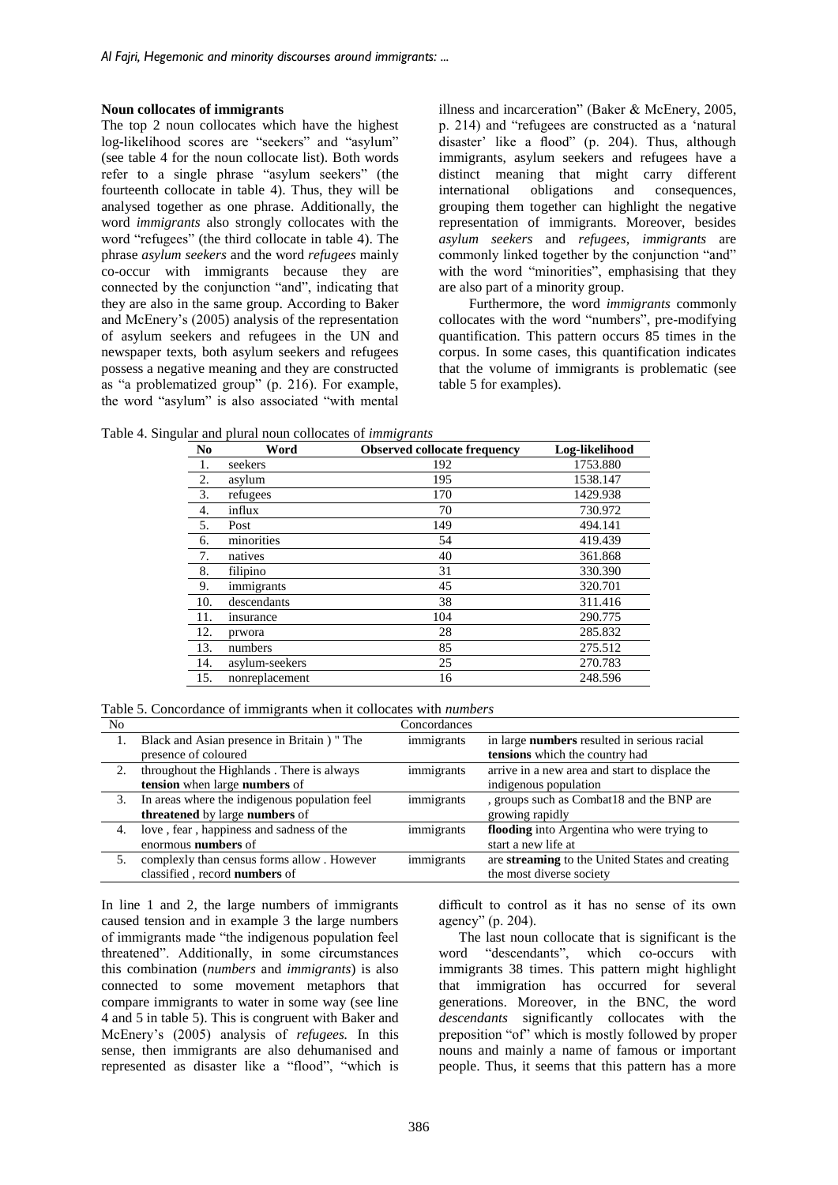**Noun collocates of immigrants**

The top 2 noun collocates which have the highest log-likelihood scores are "seekers" and "asylum" (see table 4 for the noun collocate list). Both words refer to a single phrase "asylum seekers" (the fourteenth collocate in table 4). Thus, they will be analysed together as one phrase. Additionally, the word *immigrants* also strongly collocates with the word "refugees" (the third collocate in table 4). The phrase *asylum seekers* and the word *refugees* mainly co-occur with immigrants because they are connected by the conjunction "and", indicating that they are also in the same group. According to Baker and McEnery's (2005) analysis of the representation of asylum seekers and refugees in the UN and newspaper texts, both asylum seekers and refugees possess a negative meaning and they are constructed as "a problematized group" (p. 216). For example, the word "asylum" is also associated "with mental illness and incarceration" (Baker & McEnery, 2005, p. 214) and "refugees are constructed as a 'natural disaster' like a flood" (p. 204). Thus, although immigrants, asylum seekers and refugees have a distinct meaning that might carry different international obligations and consequences, grouping them together can highlight the negative representation of immigrants. Moreover, besides *asylum seekers* and *refugees*, *immigrants* are commonly linked together by the conjunction "and" with the word "minorities", emphasising that they are also part of a minority group.

Furthermore, the word *immigrants* commonly collocates with the word "numbers", pre-modifying quantification. This pattern occurs 85 times in the corpus. In some cases, this quantification indicates that the volume of immigrants is problematic (see table 5 for examples).

Table 4. Singular and plural noun collocates of *immigrants*

| No | Word | Observed collocate frequency | Log-likelihood |
|---|---|---|---|
| 1. | seekers | 192 | 1753.880 |
| 2. | asylum | 195 | 1538.147 |
| 3. | refugees | 170 | 1429.938 |
| 4. | influx | 70 | 730.972 |
| 5. | Post | 149 | 494.141 |
| 6. | minorities | 54 | 419.439 |
| 7. | natives | 40 | 361.868 |
| 8. | filipino | 31 | 330.390 |
| 9. | immigrants | 45 | 320.701 |
| 10. | descendants | 38 | 311.416 |
| 11. | insurance | 104 | 290.775 |
| 12. | prwora | 28 | 285.832 |
| 13. | numbers | 85 | 275.512 |
| 14. | asylum-seekers | 25 | 270.783 |
| 15. | nonreplacement | 16 | 248.596 |

Table 5. Concordance of immigrants when it collocates with *numbers*

| No | | Concordances | |
|---|---|---|---|
| 1. | Black and Asian presence in Britain ) " The presence of coloured | immigrants | in large **numbers** resulted in serious racial **tensions** which the country had |
| 2. | throughout the Highlands . There is always **tension** when large **numbers** of | immigrants | arrive in a new area and start to displace the indigenous population |
| 3. | In areas where the indigenous population feel **threatened** by large **numbers** of | immigrants | , groups such as Combat18 and the BNP are growing rapidly |
| 4. | love , fear , happiness and sadness of the enormous **numbers** of | immigrants | **flooding** into Argentina who were trying to start a new life at |
| 5. | complexly than census forms allow . However classified , record **numbers** of | immigrants | are **streaming** to the United States and creating the most diverse society |

In line 1 and 2, the large numbers of immigrants caused tension and in example 3 the large numbers of immigrants made "the indigenous population feel threatened". Additionally, in some circumstances this combination (*numbers* and *immigrants*) is also connected to some movement metaphors that compare immigrants to water in some way (see line 4 and 5 in table 5). This is congruent with Baker and McEnery's (2005) analysis of *refugees.* In this sense, then immigrants are also dehumanised and represented as disaster like a "flood", "which is difficult to control as it has no sense of its own agency" (p. 204).

The last noun collocate that is significant is the word "descendants", which co-occurs with immigrants 38 times. This pattern might highlight that immigration has occurred for several generations. Moreover, in the BNC, the word *descendants* significantly collocates with the preposition "of" which is mostly followed by proper nouns and mainly a name of famous or important people. Thus, it seems that this pattern has a more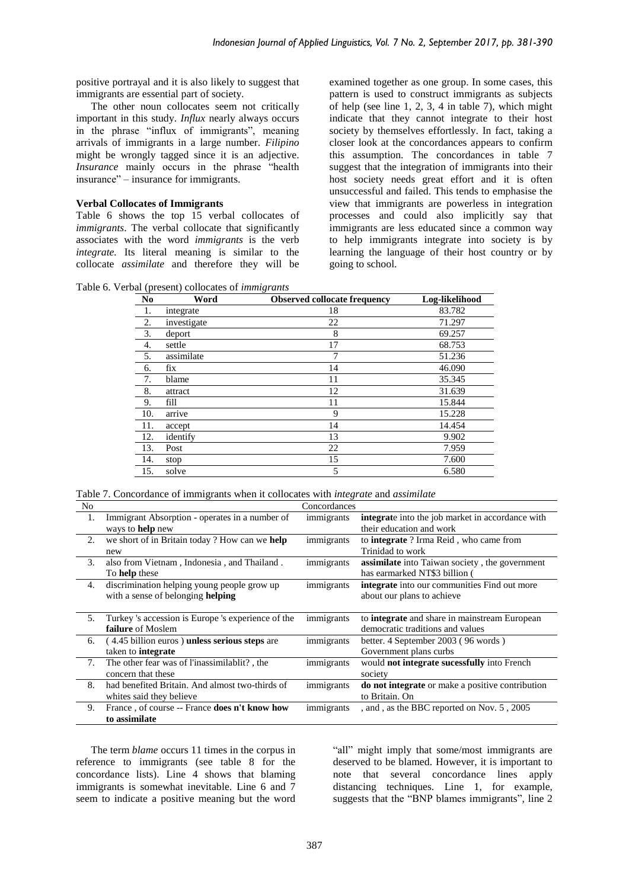positive portrayal and it is also likely to suggest that immigrants are essential part of society.

The other noun collocates seem not critically important in this study. *Influx* nearly always occurs in the phrase "influx of immigrants", meaning arrivals of immigrants in a large number. *Filipino* might be wrongly tagged since it is an adjective. *Insurance* mainly occurs in the phrase "health insurance" – insurance for immigrants.

**Verbal Collocates of Immigrants**

Table 6 shows the top 15 verbal collocates of *immigrants*. The verbal collocate that significantly associates with the word *immigrants* is the verb *integrate.* Its literal meaning is similar to the collocate *assimilate* and therefore they will be examined together as one group. In some cases, this pattern is used to construct immigrants as subjects of help (see line 1, 2, 3, 4 in table 7), which might indicate that they cannot integrate to their host society by themselves effortlessly. In fact, taking a closer look at the concordances appears to confirm this assumption. The concordances in table 7 suggest that the integration of immigrants into their host society needs great effort and it is often unsuccessful and failed. This tends to emphasise the view that immigrants are powerless in integration processes and could also implicitly say that immigrants are less educated since a common way to help immigrants integrate into society is by learning the language of their host country or by going to school.

Table 6. Verbal (present) collocates of *immigrants*

| No | Word | Observed collocate frequency | Log-likelihood |
|---|---|---|---|
| 1. | integrate | 18 | 83.782 |
| 2. | investigate | 22 | 71.297 |
| 3. | deport | 8 | 69.257 |
| 4. | settle | 17 | 68.753 |
| 5. | assimilate | 7 | 51.236 |
| 6. | fix | 14 | 46.090 |
| 7. | blame | 11 | 35.345 |
| 8. | attract | 12 | 31.639 |
| 9. | fill | 11 | 15.844 |
| 10. | arrive | 9 | 15.228 |
| 11. | accept | 14 | 14.454 |
| 12. | identify | 13 | 9.902 |
| 13. | Post | 22 | 7.959 |
| 14. | stop | 15 | 7.600 |
| 15. | solve | 5 | 6.580 |

Table 7. Concordance of immigrants when it collocates with *integrate* and *assimilate*

| No | | Concordances | |
|---|---|---|---|
| 1. | Immigrant Absorption - operates in a number of ways to **help** new | immigrants | **integrat**e into the job market in accordance with their education and work |
| 2. | we short of in Britain today ? How can we **help** new | immigrants | to **integrate** ? Irma Reid , who came from Trinidad to work |
| 3. | also from Vietnam , Indonesia , and Thailand . To **help** these | immigrants | **assimilate** into Taiwan society , the government has earmarked NT$3 billion ( |
| 4. | discrimination helping young people grow up with a sense of belonging **helping** | immigrants | **integrate** into our communities Find out more about our plans to achieve |
| 5. | Turkey 's accession is Europe 's experience of the **failure** of Moslem | immigrants | to **integrate** and share in mainstream European democratic traditions and values |
| 6. | ( 4.45 billion euros ) **unless serious steps** are taken to **integrate** | immigrants | better. 4 September 2003 ( 96 words ) Government plans curbs |
| 7. | The other fear was of l'inassimilablit? , the concern that these | immigrants | **would not integrate sucessfully** into French society |
| 8. | had benefited Britain. And almost two-thirds of whites said they believe | immigrants | **do not integrate** or make a positive contribution to Britain. On |
| 9. | France , of course -- France **does n't know how to assimilate** | immigrants | , and , as the BBC reported on Nov. 5 , 2005 |

The term *blame* occurs 11 times in the corpus in reference to immigrants (see table 8 for the concordance lists). Line 4 shows that blaming immigrants is somewhat inevitable. Line 6 and 7 seem to indicate a positive meaning but the word "all" might imply that some/most immigrants are deserved to be blamed. However, it is important to note that several concordance lines apply distancing techniques. Line 1, for example, suggests that the "BNP blames immigrants", line 2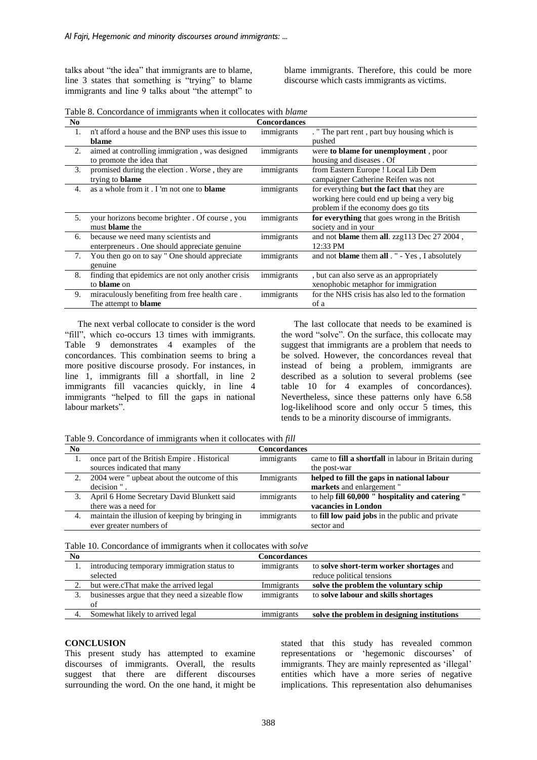talks about "the idea" that immigrants are to blame, line 3 states that something is "trying" to blame immigrants and line 9 talks about "the attempt" to blame immigrants. Therefore, this could be more discourse which casts immigrants as victims.

Table 8. Concordance of immigrants when it collocates with *blame*

| No | | Concordances | |
|---|---|---|---|
| 1. | n't afford a house and the BNP uses this issue to **blame** | immigrants | . " The part rent , part buy housing which is pushed |
| 2. | aimed at controlling immigration , was designed to promote the idea that | immigrants | were **to blame for unemployment** , poor housing and diseases . Of |
| 3. | promised during the election . Worse , they are trying to **blame** | immigrants | from Eastern Europe ! Local Lib Dem campaigner Catherine Reifen was not |
| 4. | as a whole from it . I 'm not one to **blame** | immigrants | for everything **but the fact that** they are working here could end up being a very big problem if the economy does go tits |
| 5. | your horizons become brighter . Of course , you must **blame** the | immigrants | **for everything** that goes wrong in the British society and in your |
| 6. | because we need many scientists and enterpreneurs . One should appreciate genuine | immigrants | and not **blame** them **all**. zzg113 Dec 27 2004 , 12:33 PM |
| 7. | You then go on to say " One should appreciate genuine | immigrants | and not **blame** them **all** . " - Yes , I absolutely |
| 8. | finding that epidemics are not only another crisis to **blame** on | immigrants | , but can also serve as an appropriately xenophobic metaphor for immigration |
| 9. | miraculously benefiting from free health care . The attempt to **blame** | immigrants | for the NHS crisis has also led to the formation of a |

The next verbal collocate to consider is the word "fill", which co-occurs 13 times with immigrants. Table 9 demonstrates 4 examples of the concordances. This combination seems to bring a more positive discourse prosody. For instances, in line 1, immigrants fill a shortfall, in line 2 immigrants fill vacancies quickly, in line 4 immigrants "helped to fill the gaps in national labour markets".

The last collocate that needs to be examined is the word "solve". On the surface, this collocate may suggest that immigrants are a problem that needs to be solved. However, the concordances reveal that instead of being a problem, immigrants are described as a solution to several problems (see table 10 for 4 examples of concordances). Nevertheless, since these patterns only have 6.58 log-likelihood score and only occur 5 times, this tends to be a minority discourse of immigrants.

Table 9. Concordance of immigrants when it collocates with *fill*

| No | | Concordances | |
|---|---|---|---|
| 1. | once part of the British Empire . Historical sources indicated that many | immigrants | came to **fill a shortfall** in labour in Britain during the post-war |
| 2. | 2004 were " upbeat about the outcome of this decision " . | Immigrants | **helped to fill the gaps in national labour markets** and enlargement " |
| 3. | April 6 Home Secretary David Blunkett said there was a need for | immigrants | to help **fill 60,000 " hospitality and catering " vacancies in London** |
| 4. | maintain the illusion of keeping by bringing in ever greater numbers of | immigrants | to **fill low paid jobs** in the public and private sector and |

Table 10. Concordance of immigrants when it collocates with *solve*

| No | | Concordances | |
|---|---|---|---|
| 1. | introducing temporary immigration status to selected | immigrants | to **solve short-term worker shortages** and reduce political tensions |
| 2. | but were.cThat make the arrived legal | Immigrants | **solve the problem the voluntary schip** |
| 3. | businesses argue that they need a sizeable flow of | immigrants | to **solve labour and skills shortages** |
| 4. | Somewhat likely to arrived legal | immigrants | **solve the problem in designing institutions** |

## CONCLUSION

This present study has attempted to examine discourses of immigrants. Overall, the results suggest that there are different discourses surrounding the word. On the one hand, it might be stated that this study has revealed common representations or 'hegemonic discourses' of immigrants. They are mainly represented as 'illegal' entities which have a more series of negative implications. This representation also dehumanises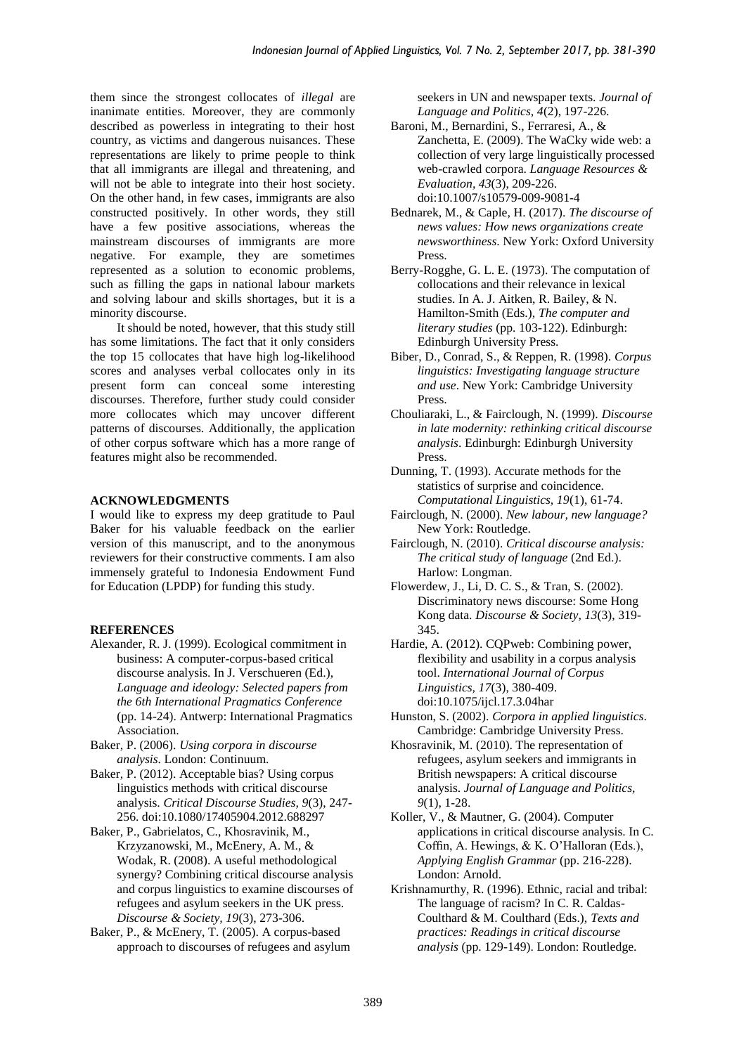them since the strongest collocates of *illegal* are inanimate entities. Moreover, they are commonly described as powerless in integrating to their host country, as victims and dangerous nuisances. These representations are likely to prime people to think that all immigrants are illegal and threatening, and will not be able to integrate into their host society. On the other hand, in few cases, immigrants are also constructed positively. In other words, they still have a few positive associations, whereas the mainstream discourses of immigrants are more negative. For example, they are sometimes represented as a solution to economic problems, such as filling the gaps in national labour markets and solving labour and skills shortages, but it is a minority discourse.

It should be noted, however, that this study still has some limitations. The fact that it only considers the top 15 collocates that have high log-likelihood scores and analyses verbal collocates only in its present form can conceal some interesting discourses. Therefore, further study could consider more collocates which may uncover different patterns of discourses. Additionally, the application of other corpus software which has a more range of features might also be recommended.

## ACKNOWLEDGMENTS

I would like to express my deep gratitude to Paul Baker for his valuable feedback on the earlier version of this manuscript, and to the anonymous reviewers for their constructive comments. I am also immensely grateful to Indonesia Endowment Fund for Education (LPDP) for funding this study.

## REFERENCES

Alexander, R. J. (1999). Ecological commitment in business: A computer-corpus-based critical discourse analysis. In J. Verschueren (Ed.), *Language and ideology: Selected papers from the 6th International Pragmatics Conference* (pp. 14-24). Antwerp: International Pragmatics Association.

Baker, P. (2006). *Using corpora in discourse analysis*. London: Continuum.

Baker, P. (2012). Acceptable bias? Using corpus linguistics methods with critical discourse analysis. *Critical Discourse Studies, 9*(3), 247-256. doi:10.1080/17405904.2012.688297

Baker, P., Gabrielatos, C., Khosravinik, M., Krzyzanowski, M., McEnery, A. M., & Wodak, R. (2008). A useful methodological synergy? Combining critical discourse analysis and corpus linguistics to examine discourses of refugees and asylum seekers in the UK press. *Discourse & Society, 19*(3), 273-306.

Baker, P., & McEnery, T. (2005). A corpus-based approach to discourses of refugees and asylum seekers in UN and newspaper texts. *Journal of Language and Politics, 4*(2), 197-226.

Baroni, M., Bernardini, S., Ferraresi, A., & Zanchetta, E. (2009). The WaCky wide web: a collection of very large linguistically processed web-crawled corpora. *Language Resources & Evaluation, 43*(3), 209-226. doi:10.1007/s10579-009-9081-4

Bednarek, M., & Caple, H. (2017). *The discourse of news values: How news organizations create newsworthiness*. New York: Oxford University Press.

Berry-Rogghe, G. L. E. (1973). The computation of collocations and their relevance in lexical studies. In A. J. Aitken, R. Bailey, & N. Hamilton-Smith (Eds.), *The computer and literary studies* (pp. 103-122). Edinburgh: Edinburgh University Press.

Biber, D., Conrad, S., & Reppen, R. (1998). *Corpus linguistics: Investigating language structure and use*. New York: Cambridge University Press.

Chouliaraki, L., & Fairclough, N. (1999). *Discourse in late modernity: rethinking critical discourse analysis*. Edinburgh: Edinburgh University Press.

Dunning, T. (1993). Accurate methods for the statistics of surprise and coincidence. *Computational Linguistics, 19*(1), 61-74.

Fairclough, N. (2000). *New labour, new language?* New York: Routledge.

Fairclough, N. (2010). *Critical discourse analysis: The critical study of language* (2nd Ed.). Harlow: Longman.

Flowerdew, J., Li, D. C. S., & Tran, S. (2002). Discriminatory news discourse: Some Hong Kong data. *Discourse & Society, 13*(3), 319-345.

Hardie, A. (2012). CQPweb: Combining power, flexibility and usability in a corpus analysis tool. *International Journal of Corpus Linguistics, 17*(3), 380-409. doi:10.1075/ijcl.17.3.04har

Hunston, S. (2002). *Corpora in applied linguistics*. Cambridge: Cambridge University Press.

Khosravinik, M. (2010). The representation of refugees, asylum seekers and immigrants in British newspapers: A critical discourse analysis. *Journal of Language and Politics, 9*(1), 1-28.

Koller, V., & Mautner, G. (2004). Computer applications in critical discourse analysis. In C. Coffin, A. Hewings, & K. O'Halloran (Eds.), *Applying English Grammar* (pp. 216-228). London: Arnold.

Krishnamurthy, R. (1996). Ethnic, racial and tribal: The language of racism? In C. R. Caldas-Coulthard & M. Coulthard (Eds.), *Texts and practices: Readings in critical discourse analysis* (pp. 129-149). London: Routledge.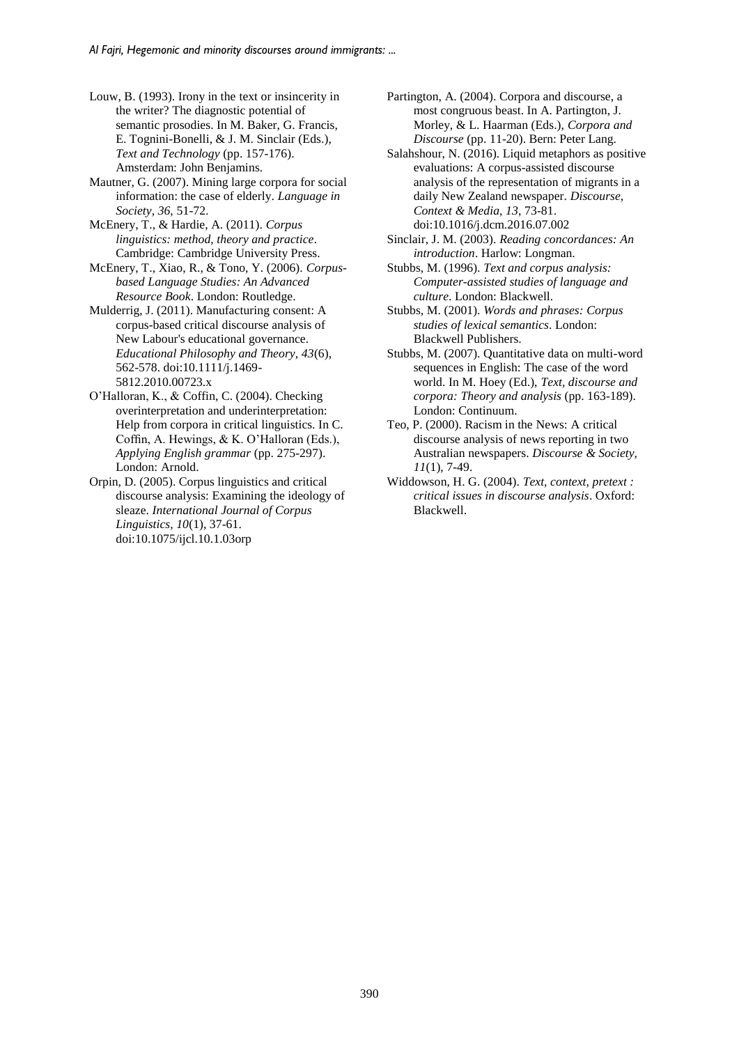Louw, B. (1993). Irony in the text or insincerity in the writer? The diagnostic potential of semantic prosodies. In M. Baker, G. Francis, E. Tognini-Bonelli, & J. M. Sinclair (Eds.), *Text and Technology* (pp. 157-176). Amsterdam: John Benjamins.

Mautner, G. (2007). Mining large corpora for social information: the case of elderly. *Language in Society, 36*, 51-72.

McEnery, T., & Hardie, A. (2011). *Corpus linguistics: method, theory and practice*. Cambridge: Cambridge University Press.

McEnery, T., Xiao, R., & Tono, Y. (2006). *Corpus-based Language Studies: An Advanced Resource Book*. London: Routledge.

Mulderrig, J. (2011). Manufacturing consent: A corpus-based critical discourse analysis of New Labour's educational governance. *Educational Philosophy and Theory, 43*(6), 562-578. doi:10.1111/j.1469-5812.2010.00723.x

O'Halloran, K., & Coffin, C. (2004). Checking overinterpretation and underinterpretation: Help from corpora in critical linguistics. In C. Coffin, A. Hewings, & K. O'Halloran (Eds.), *Applying English grammar* (pp. 275-297). London: Arnold.

Orpin, D. (2005). Corpus linguistics and critical discourse analysis: Examining the ideology of sleaze. *International Journal of Corpus Linguistics, 10*(1), 37-61. doi:10.1075/ijcl.10.1.03orp

Partington, A. (2004). Corpora and discourse, a most congruous beast. In A. Partington, J. Morley, & L. Haarman (Eds.), *Corpora and Discourse* (pp. 11-20). Bern: Peter Lang.

Salahshour, N. (2016). Liquid metaphors as positive evaluations: A corpus-assisted discourse analysis of the representation of migrants in a daily New Zealand newspaper. *Discourse, Context & Media, 13*, 73-81. doi:10.1016/j.dcm.2016.07.002

Sinclair, J. M. (2003). *Reading concordances: An introduction*. Harlow: Longman.

Stubbs, M. (1996). *Text and corpus analysis: Computer-assisted studies of language and culture*. London: Blackwell.

Stubbs, M. (2001). *Words and phrases: Corpus studies of lexical semantics*. London: Blackwell Publishers.

Stubbs, M. (2007). Quantitative data on multi-word sequences in English: The case of the word world. In M. Hoey (Ed.), *Text, discourse and corpora: Theory and analysis* (pp. 163-189). London: Continuum.

Teo, P. (2000). Racism in the News: A critical discourse analysis of news reporting in two Australian newspapers. *Discourse & Society, 11*(1), 7-49.

Widdowson, H. G. (2004). *Text, context, pretext : critical issues in discourse analysis*. Oxford: Blackwell.